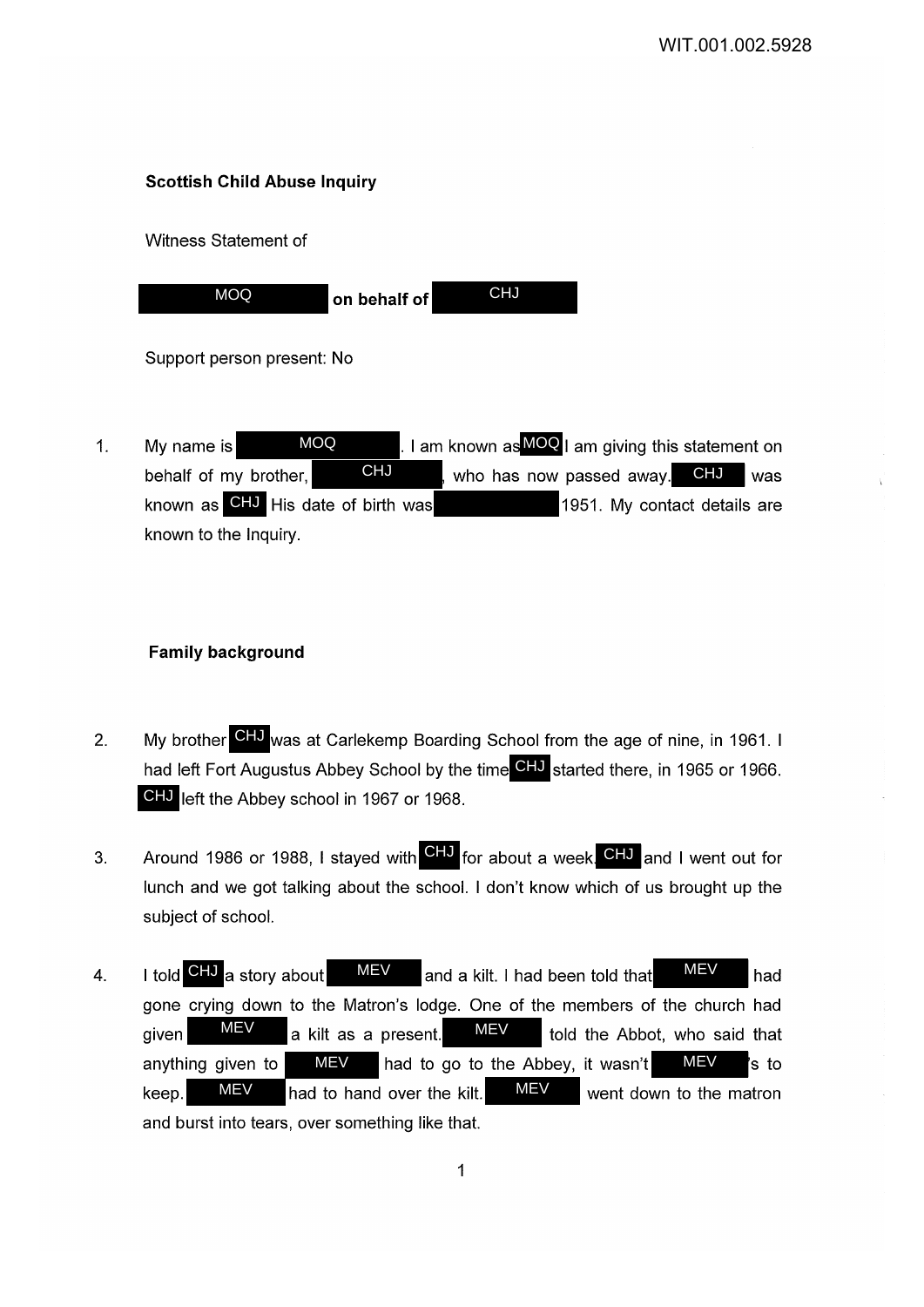**Scottish Child Abuse Inquiry**

Witness Statement of

MOQ **on behalf of** CHJ

Support person present: No

1. My name is MOQ. I am known as MOQ I am giving this statement on behalf of my brother, CHJ, who has now passed away. CHJ was known as CHJ His date of birth was 1951. My contact details are known to the Inquiry.

**Family background**

2. My brother CHJ was at Carlekemp Boarding School from the age of nine, in 1961. I had left Fort Augustus Abbey School by the time CHJ started there, in 1965 or 1966. CHJ left the Abbey school in 1967 or 1968.

3. Around 1986 or 1988, I stayed with CHJ for about a week. CHJ and I went out for lunch and we got talking about the school. I don't know which of us brought up the subject of school.

4. I told CHJ a story about MEV and a kilt. I had been told that MEV had gone crying down to the Matron's lodge. One of the members of the church had given MEV a kilt as a present. MEV told the Abbot, who said that anything given to MEV had to go to the Abbey, it wasn't MEV's to keep. MEV had to hand over the kilt. MEV went down to the matron and burst into tears, over something like that.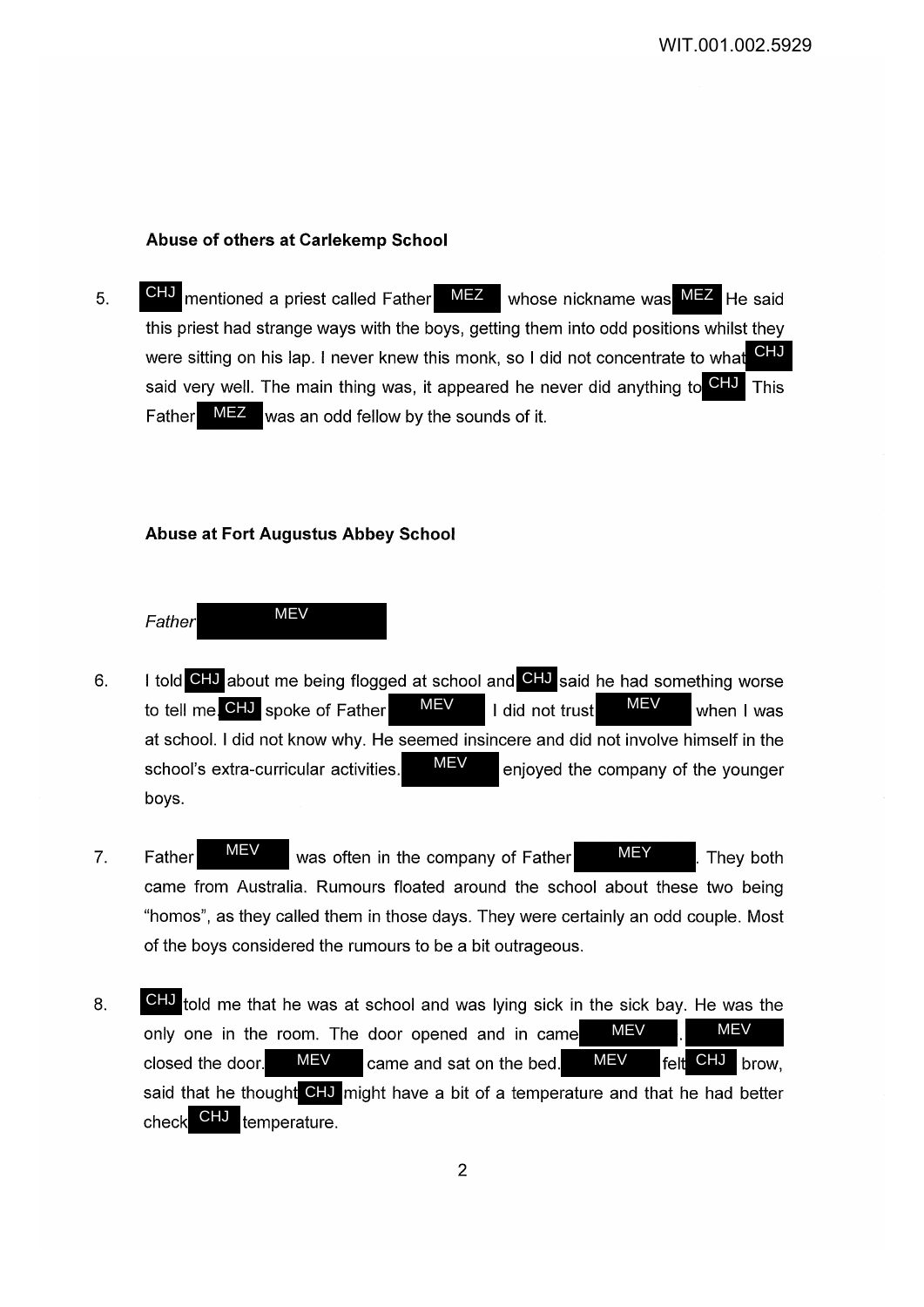**Abuse of others at Carlekemp School**

5. CHJ mentioned a priest called Father MEZ whose nickname was MEZ He said this priest had strange ways with the boys, getting them into odd positions whilst they were sitting on his lap. I never knew this monk, so I did not concentrate to what CHJ said very well. The main thing was, it appeared he never did anything to CHJ This Father MEZ was an odd fellow by the sounds of it.

**Abuse at Fort Augustus Abbey School**

*Father* MEV

6. I told CHJ about me being flogged at school and CHJ said he had something worse to tell me. CHJ spoke of Father MEV I did not trust MEV when I was at school. I did not know why. He seemed insincere and did not involve himself in the school's extra-curricular activities. MEV enjoyed the company of the younger boys.

7. Father MEV was often in the company of Father MEY. They both came from Australia. Rumours floated around the school about these two being "homos", as they called them in those days. They were certainly an odd couple. Most of the boys considered the rumours to be a bit outrageous.

8. CHJ told me that he was at school and was lying sick in the sick bay. He was the only one in the room. The door opened and in came MEV. MEV closed the door. MEV came and sat on the bed. MEV felt CHJ brow, said that he thought CHJ might have a bit of a temperature and that he had better check CHJ temperature.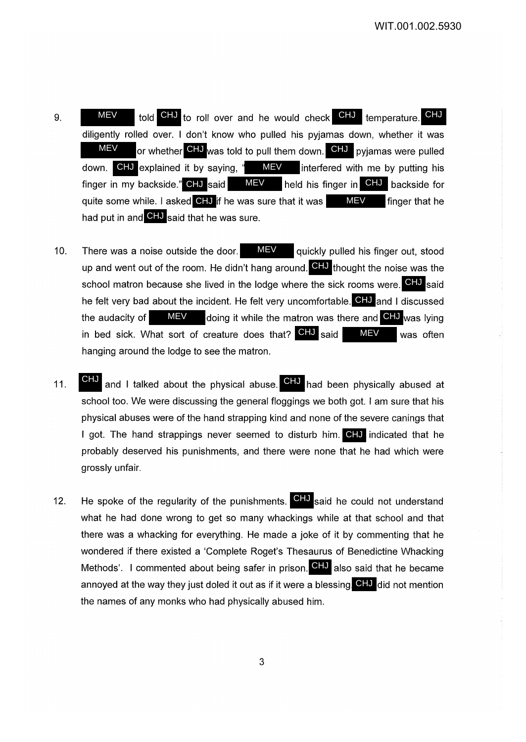9. MEV told CHJ to roll over and he would check CHJ temperature. CHJ diligently rolled over. I don't know who pulled his pyjamas down, whether it was MEV or whether CHJ was told to pull them down. CHJ pyjamas were pulled down. CHJ explained it by saying, " MEV interfered with me by putting his finger in my backside." CHJ said MEV held his finger in CHJ backside for quite some while. I asked CHJ if he was sure that it was MEV finger that he had put in and CHJ said that he was sure.

10. There was a noise outside the door. MEV quickly pulled his finger out, stood up and went out of the room. He didn't hang around. CHJ thought the noise was the school matron because she lived in the lodge where the sick rooms were. CHJ said he felt very bad about the incident. He felt very uncomfortable. CHJ and I discussed the audacity of MEV doing it while the matron was there and CHJ was lying in bed sick. What sort of creature does that? CHJ said MEV was often hanging around the lodge to see the matron.

11. CHJ and I talked about the physical abuse. CHJ had been physically abused at school too. We were discussing the general floggings we both got. I am sure that his physical abuses were of the hand strapping kind and none of the severe canings that I got. The hand strappings never seemed to disturb him. CHJ indicated that he probably deserved his punishments, and there were none that he had which were grossly unfair.

12. He spoke of the regularity of the punishments. CHJ said he could not understand what he had done wrong to get so many whackings while at that school and that there was a whacking for everything. He made a joke of it by commenting that he wondered if there existed a 'Complete Roget's Thesaurus of Benedictine Whacking Methods'. I commented about being safer in prison. CHJ also said that he became annoyed at the way they just doled it out as if it were a blessing. CHJ did not mention the names of any monks who had physically abused him.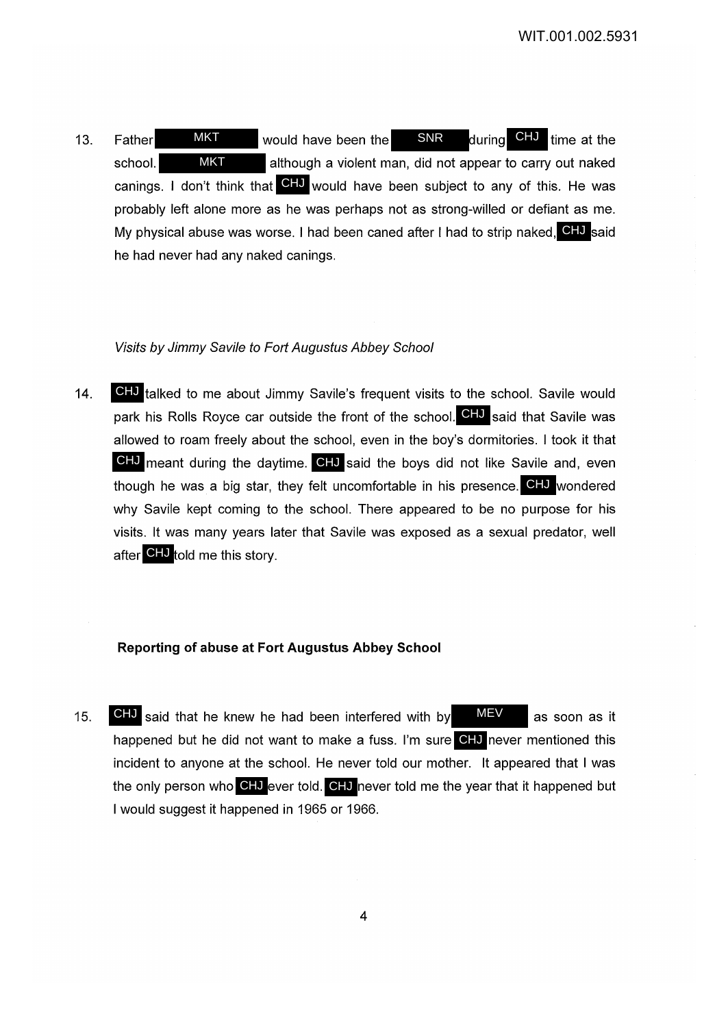13. Father MKT would have been the SNR during CHJ time at the school. MKT although a violent man, did not appear to carry out naked canings. I don't think that CHJ would have been subject to any of this. He was probably left alone more as he was perhaps not as strong-willed or defiant as me. My physical abuse was worse. I had been caned after I had to strip naked, CHJ said he had never had any naked canings.

*Visits by Jimmy Savile to Fort Augustus Abbey School*

14. CHJ talked to me about Jimmy Savile's frequent visits to the school. Savile would park his Rolls Royce car outside the front of the school. CHJ said that Savile was allowed to roam freely about the school, even in the boy's dormitories. I took it that CHJ meant during the daytime. CHJ said the boys did not like Savile and, even though he was a big star, they felt uncomfortable in his presence. CHJ wondered why Savile kept coming to the school. There appeared to be no purpose for his visits. It was many years later that Savile was exposed as a sexual predator, well after CHJ told me this story.

**Reporting of abuse at Fort Augustus Abbey School**

15. CHJ said that he knew he had been interfered with by MEV as soon as it happened but he did not want to make a fuss. I'm sure CHJ never mentioned this incident to anyone at the school. He never told our mother. It appeared that I was the only person who CHJ ever told. CHJ never told me the year that it happened but I would suggest it happened in 1965 or 1966.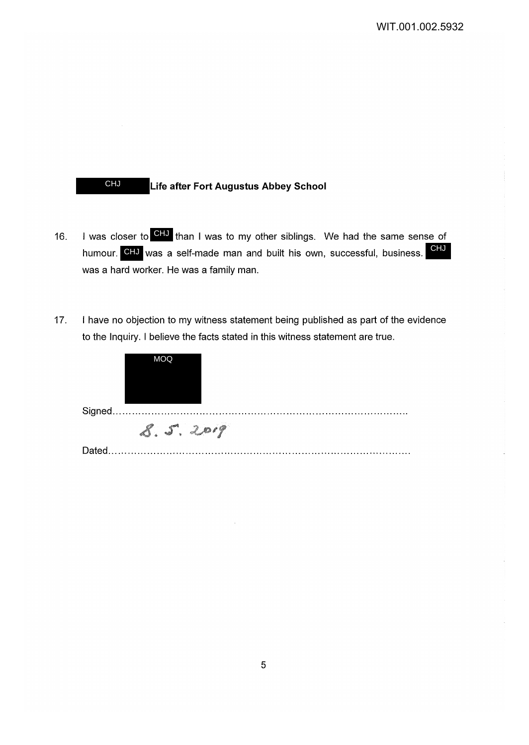WIT.001.002.5932

### CHJ Life after Fort Augustus Abbey School

16. I was closer to CHJ than I was to my other siblings. We had the same sense of humour. CHJ was a self-made man and built his own, successful, business. CHJ was a hard worker. He was a family man.

17. I have no objection to my witness statement being published as part of the evidence to the Inquiry. I believe the facts stated in this witness statement are true.

MOQ

Signed……………………………………………………………………………………

8. 5. 2019

Dated……………………………………………………………………………………